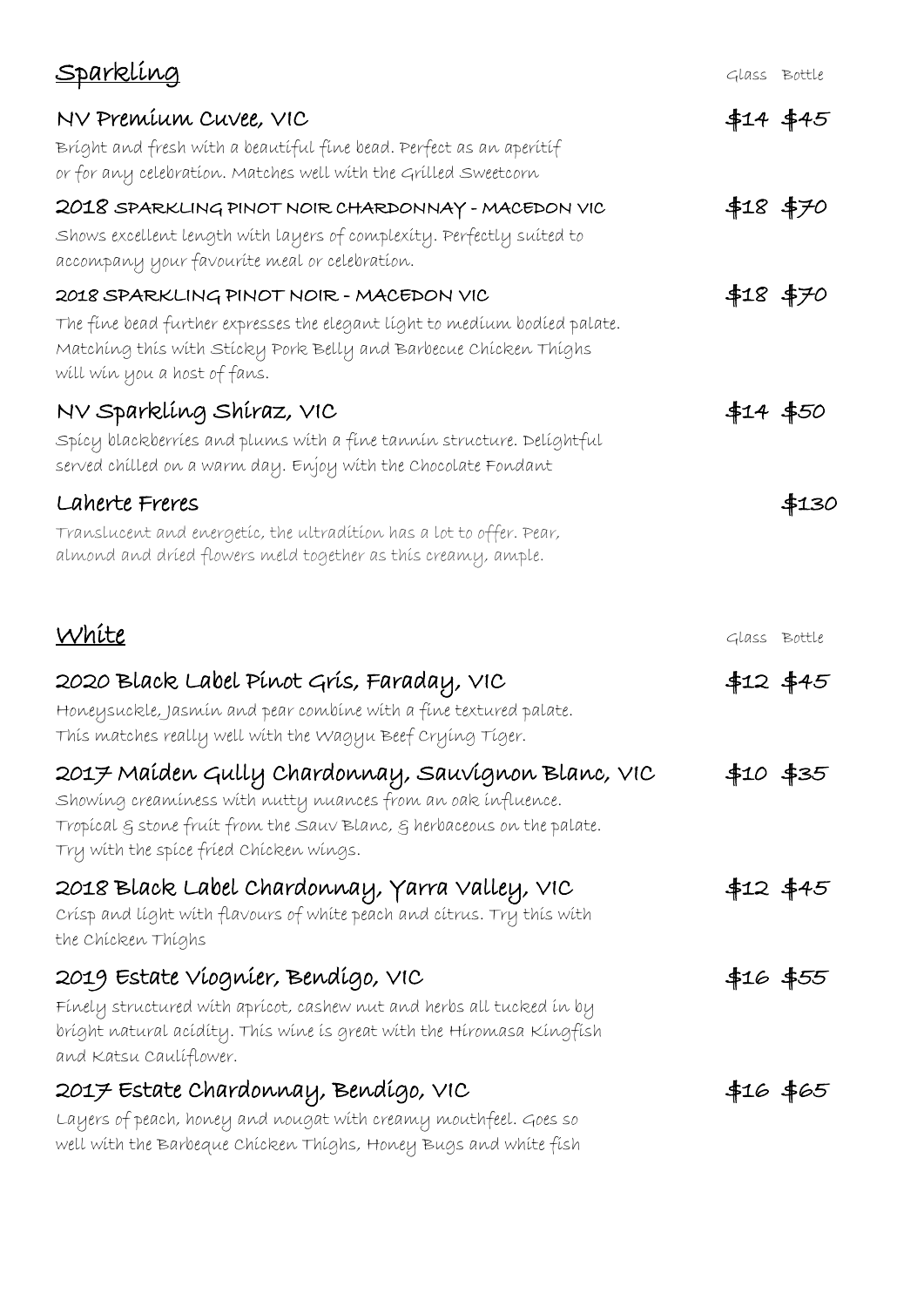## Sparkling

Glass Bottle

**NV Premium Cuvee, VIC** — $14 $45

Bright and fresh with a beautiful fine bead. Perfect as an aperitif or for any celebration. Matches well with the Grilled Sweetcorn

**2018 SPARKLING PINOT NOIR CHARDONNAY - MACEDON VIC** — $18 $70

Shows excellent length with layers of complexity. Perfectly suited to accompany your favourite meal or celebration.

**2018 SPARKLING PINOT NOIR - MACEDON VIC** — $18 $70

The fine bead further expresses the elegant light to medium bodied palate. Matching this with Sticky Pork Belly and Barbecue Chicken Thighs will win you a host of fans.

**NV Sparkling Shiraz, VIC** — $14 $50

Spicy blackberries and plums with a fine tannin structure. Delightful served chilled on a warm day. Enjoy with the Chocolate Fondant

**Laherte Freres** — $130

Translucent and energetic, the ultradition has a lot to offer. Pear, almond and dried flowers meld together as this creamy, ample.

## White

Glass Bottle

**2020 Black Label Pinot Gris, Faraday, VIC** — $12 $45

Honeysuckle, Jasmin and pear combine with a fine textured palate. This matches really well with the Wagyu Beef Crying Tiger.

**2017 Maiden Gully Chardonnay, Sauvignon Blanc, VIC** — $10 $35

Showing creaminess with nutty nuances from an oak influence. Tropical & stone fruit from the Sauv Blanc, & herbaceous on the palate. Try with the spice fried Chicken wings.

**2018 Black Label Chardonnay, Yarra Valley, VIC** — $12 $45

Crisp and light with flavours of white peach and citrus. Try this with the Chicken Thighs

**2019 Estate Viognier, Bendigo, VIC** — $16 $55

Finely structured with apricot, cashew nut and herbs all tucked in by bright natural acidity. This wine is great with the Hiromasa Kingfish and Katsu Cauliflower.

**2017 Estate Chardonnay, Bendigo, VIC** — $16 $65

Layers of peach, honey and nougat with creamy mouthfeel. Goes so well with the Barbeque Chicken Thighs, Honey Bugs and white fish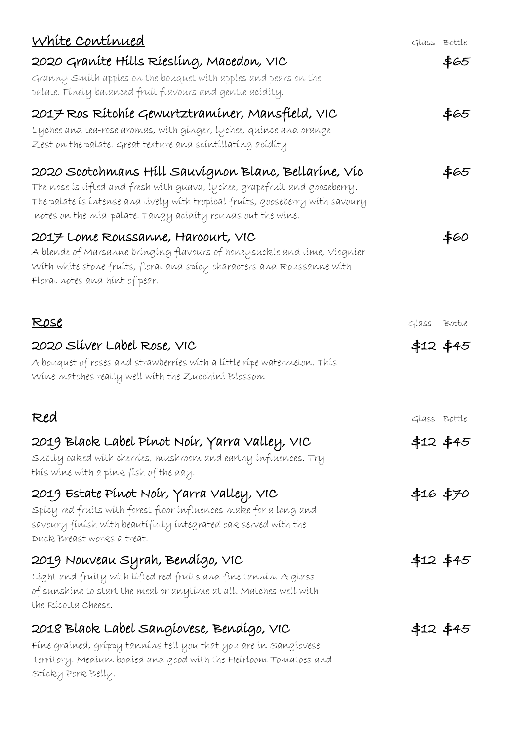## White Continued

Glass Bottle

### 2020 Granite Hills Riesling, Macedon, VIC — $65

Granny Smith apples on the bouquet with apples and pears on the palate. Finely balanced fruit flavours and gentle acidity.

### 2017 Ros Ritchie Gewurtztraminer, Mansfield, VIC — $65

Lychee and tea-rose aromas, with ginger, lychee, quince and orange Zest on the palate. Great texture and scintillating acidity

### 2020 Scotchmans Hill Sauvignon Blanc, Bellarine, Vic — $65

The nose is lifted and fresh with guava, lychee, grapefruit and gooseberry. The palate is intense and lively with tropical fruits, gooseberry with savoury notes on the mid-palate. Tangy acidity rounds out the wine.

### 2017 Lome Roussanne, Harcourt, VIC — $60

A blende of Marsanne bringing flavours of honeysuckle and lime, Viognier With white stone fruits, floral and spicy characters and Roussanne with Floral notes and hint of pear.

## Rose

Glass Bottle

### 2020 Sliver Label Rose, VIC — $12 $45

A bouquet of roses and strawberries with a little ripe watermelon. This Wine matches really well with the Zucchini Blossom

## Red

Glass Bottle

### 2019 Black Label Pinot Noir, Yarra Valley, VIC — $12 $45

Subtly oaked with cherries, mushroom and earthy influences. Try this wine with a pink fish of the day.

### 2019 Estate Pinot Noir, Yarra Valley, VIC — $16 $70

Spicy red fruits with forest floor influences make for a long and savoury finish with beautifully integrated oak served with the Duck Breast works a treat.

### 2019 Nouveau Syrah, Bendigo, VIC — $12 $45

Light and fruity with lifted red fruits and fine tannin. A glass of sunshine to start the meal or anytime at all. Matches well with the Ricotta Cheese.

### 2018 Black Label Sangiovese, Bendigo, VIC — $12 $45

Fine grained, grippy tannins tell you that you are in Sangiovese territory. Medium bodied and good with the Heirloom Tomatoes and Sticky Pork Belly.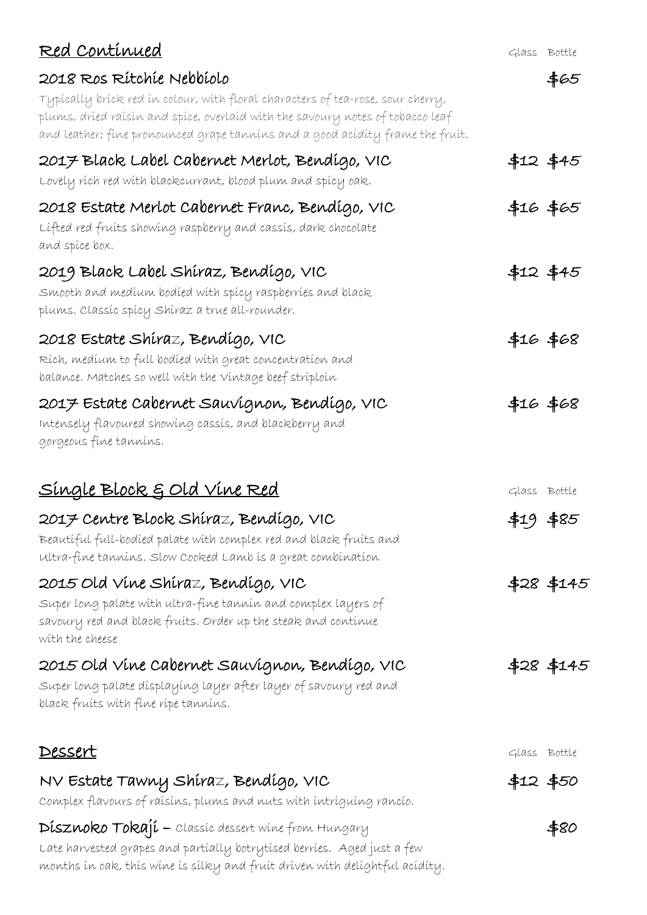## Red Continued

| | Glass | Bottle |
|---|---|---|
| **2018 Ros Ritchie Nebbiolo**<br>Typically brick red in colour, with floral characters of tea-rose, sour cherry, plums, dried raisin and spice, overlaid with the savoury notes of tobacco leaf and leather; fine pronounced grape tannins and a good acidity frame the fruit. | | $65 |
| **2017 Black Label Cabernet Merlot, Bendigo, VIC**<br>Lovely rich red with blackcurrant, blood plum and spicy oak. | $12 | $45 |
| **2018 Estate Merlot Cabernet Franc, Bendigo, VIC**<br>Lifted red fruits showing raspberry and cassis, dark chocolate and spice box. | $16 | $65 |
| **2019 Black Label Shiraz, Bendigo, VIC**<br>Smooth and medium bodied with spicy raspberries and black plums. Classic spicy Shiraz a true all-rounder. | $12 | $45 |
| **2018 Estate Shiraz, Bendigo, VIC**<br>Rich, medium to full bodied with great concentration and balance. Matches so well with the Vintage beef striploin | $16 | $68 |
| **2017 Estate Cabernet Sauvignon, Bendigo, VIC**<br>Intensely flavoured showing cassis, and blackberry and gorgeous fine tannins. | $16 | $68 |

## Single Block & Old Vine Red

| | Glass | Bottle |
|---|---|---|
| **2017 Centre Block Shiraz, Bendigo, VIC**<br>Beautiful full-bodied palate with complex red and black fruits and Ultra-fine tannins. Slow Cooked Lamb is a great combination | $19 | $85 |
| **2015 Old Vine Shiraz, Bendigo, VIC**<br>Super long palate with ultra-fine tannin and complex layers of savoury red and black fruits. Order up the steak and continue with the cheese | $28 | $145 |
| **2015 Old Vine Cabernet Sauvignon, Bendigo, VIC**<br>Super long palate displaying layer after layer of savoury red and black fruits with fine ripe tannins. | $28 | $145 |

## Dessert

| | Glass | Bottle |
|---|---|---|
| **NV Estate Tawny Shiraz, Bendigo, VIC**<br>Complex flavours of raisins, plums and nuts with intriguing rancio. | $12 | $50 |
| **Disznoko Tokaji** – Classic dessert wine from Hungary<br>Late harvested grapes and partially botrytised berries. Aged just a few months in oak, this wine is silky and fruit driven with delightful acidity. | | $80 |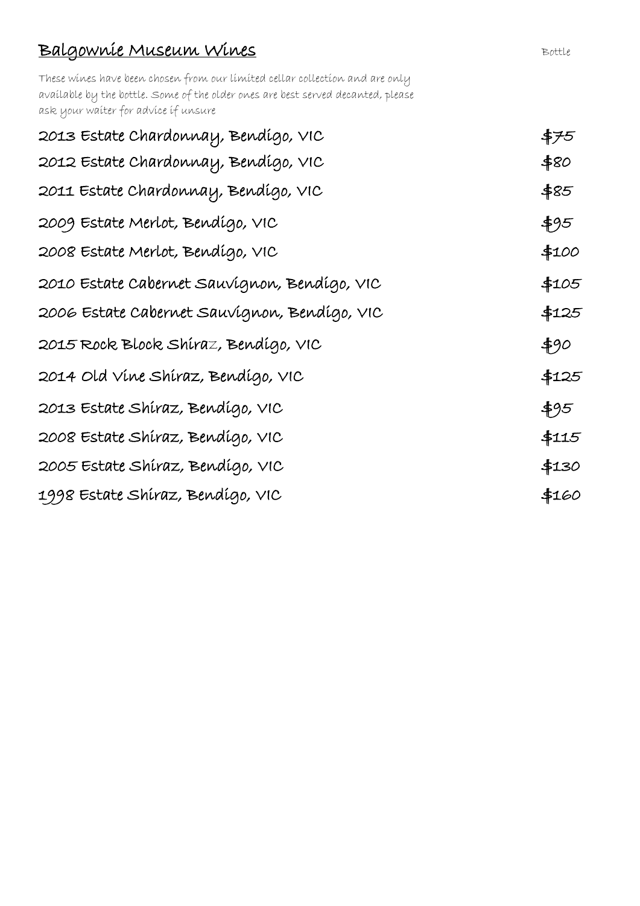# Balgownie Museum Wines

These wines have been chosen from our limited cellar collection and are only available by the bottle. Some of the older ones are best served decanted, please ask your waiter for advice if unsure

| | Bottle |
|---|---|
| 2013 Estate Chardonnay, Bendigo, VIC | $75 |
| 2012 Estate Chardonnay, Bendigo, VIC | $80 |
| 2011 Estate Chardonnay, Bendigo, VIC | $85 |
| 2009 Estate Merlot, Bendigo, VIC | $95 |
| 2008 Estate Merlot, Bendigo, VIC | $100 |
| 2010 Estate Cabernet Sauvignon, Bendigo, VIC | $105 |
| 2006 Estate Cabernet Sauvignon, Bendigo, VIC | $125 |
| 2015 Rock Block Shiraz, Bendigo, VIC | $90 |
| 2014 Old Vine Shiraz, Bendigo, VIC | $125 |
| 2013 Estate Shiraz, Bendigo, VIC | $95 |
| 2008 Estate Shiraz, Bendigo, VIC | $115 |
| 2005 Estate Shiraz, Bendigo, VIC | $130 |
| 1998 Estate Shiraz, Bendigo, VIC | $160 |